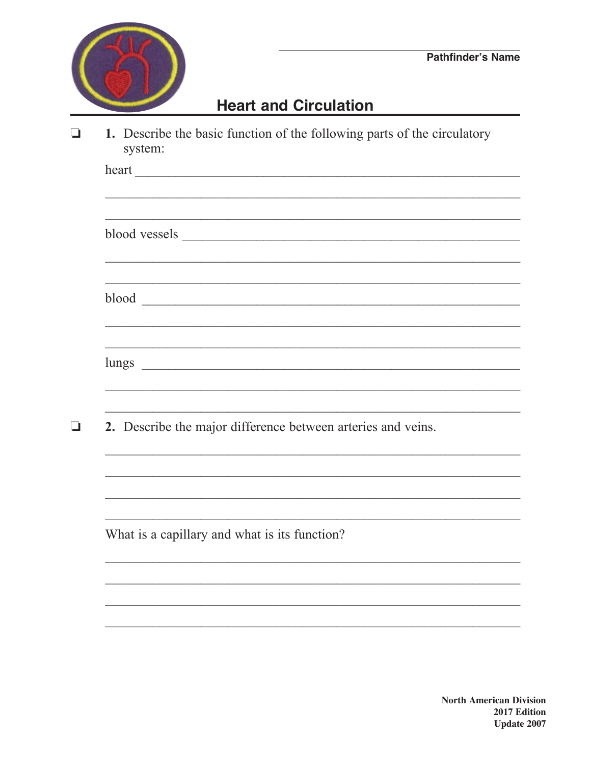Pathfinder's Name

# Heart and Circulation

❏ **1.** Describe the basic function of the following parts of the circulatory system:

heart

blood vessels

blood

lungs

❏ **2.** Describe the major difference between arteries and veins.

What is a capillary and what is its function?

**North American Division**
**2017 Edition**
**Update 2007**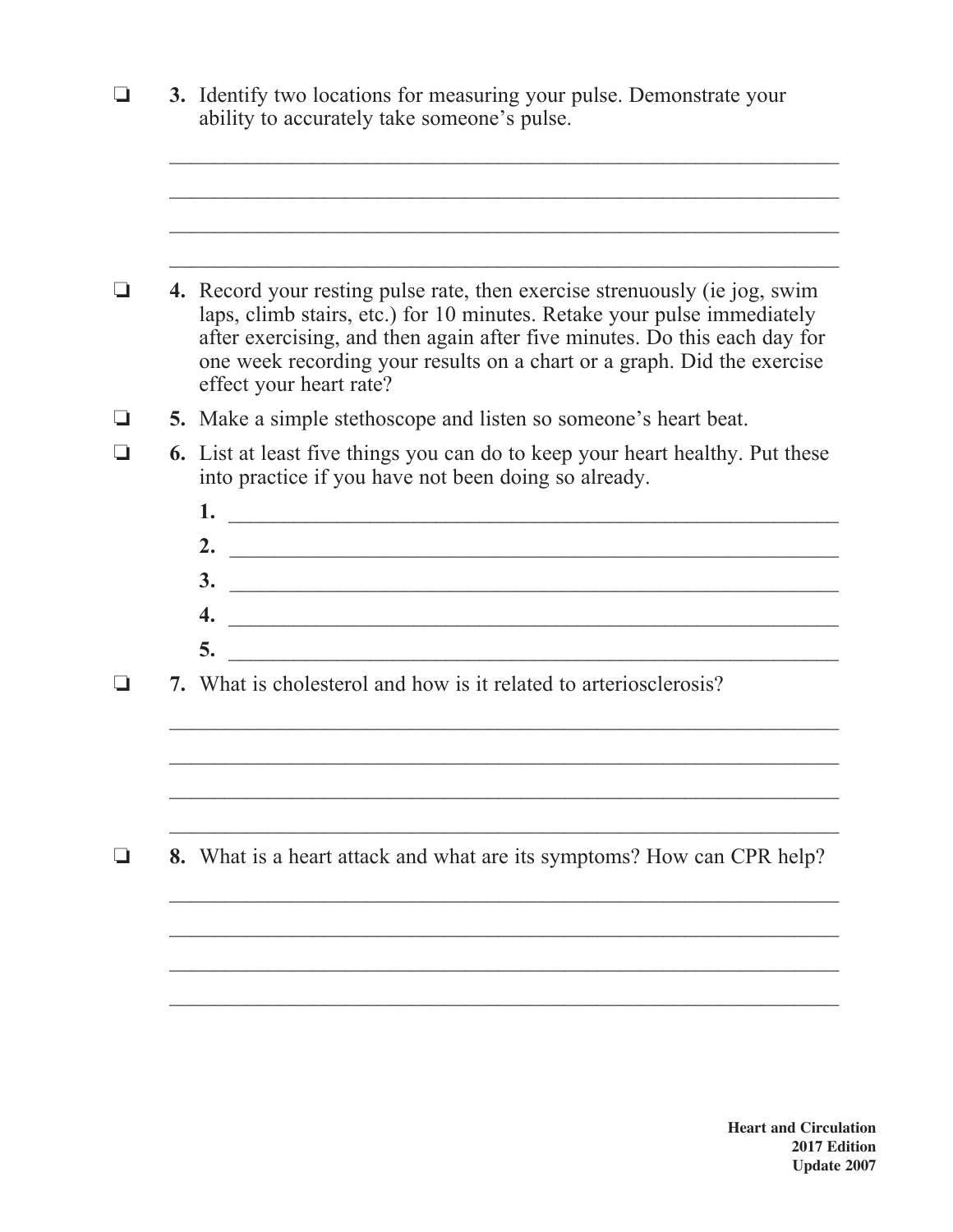❏ **3.** Identify two locations for measuring your pulse. Demonstrate your ability to accurately take someone's pulse.

\_\_\_\_\_\_\_\_\_\_\_\_\_\_\_\_\_\_\_\_\_\_\_\_\_\_\_\_\_\_\_\_\_\_\_\_\_\_\_\_\_\_\_\_\_\_\_\_\_\_\_\_\_\_\_\_\_\_

\_\_\_\_\_\_\_\_\_\_\_\_\_\_\_\_\_\_\_\_\_\_\_\_\_\_\_\_\_\_\_\_\_\_\_\_\_\_\_\_\_\_\_\_\_\_\_\_\_\_\_\_\_\_\_\_\_\_

\_\_\_\_\_\_\_\_\_\_\_\_\_\_\_\_\_\_\_\_\_\_\_\_\_\_\_\_\_\_\_\_\_\_\_\_\_\_\_\_\_\_\_\_\_\_\_\_\_\_\_\_\_\_\_\_\_\_

\_\_\_\_\_\_\_\_\_\_\_\_\_\_\_\_\_\_\_\_\_\_\_\_\_\_\_\_\_\_\_\_\_\_\_\_\_\_\_\_\_\_\_\_\_\_\_\_\_\_\_\_\_\_\_\_\_\_

❏ **4.** Record your resting pulse rate, then exercise strenuously (ie jog, swim laps, climb stairs, etc.) for 10 minutes. Retake your pulse immediately after exercising, and then again after five minutes. Do this each day for one week recording your results on a chart or a graph. Did the exercise effect your heart rate?

❏ **5.** Make a simple stethoscope and listen so someone's heart beat.

❏ **6.** List at least five things you can do to keep your heart healthy. Put these into practice if you have not been doing so already.

**1.** \_\_\_\_\_\_\_\_\_\_\_\_\_\_\_\_\_\_\_\_\_\_\_\_\_\_\_\_\_\_\_\_\_\_\_\_\_\_\_\_\_\_\_\_\_\_\_\_\_\_

**2.** \_\_\_\_\_\_\_\_\_\_\_\_\_\_\_\_\_\_\_\_\_\_\_\_\_\_\_\_\_\_\_\_\_\_\_\_\_\_\_\_\_\_\_\_\_\_\_\_\_\_

**3.** \_\_\_\_\_\_\_\_\_\_\_\_\_\_\_\_\_\_\_\_\_\_\_\_\_\_\_\_\_\_\_\_\_\_\_\_\_\_\_\_\_\_\_\_\_\_\_\_\_\_

**4.** \_\_\_\_\_\_\_\_\_\_\_\_\_\_\_\_\_\_\_\_\_\_\_\_\_\_\_\_\_\_\_\_\_\_\_\_\_\_\_\_\_\_\_\_\_\_\_\_\_\_

**5.** \_\_\_\_\_\_\_\_\_\_\_\_\_\_\_\_\_\_\_\_\_\_\_\_\_\_\_\_\_\_\_\_\_\_\_\_\_\_\_\_\_\_\_\_\_\_\_\_\_\_

❏ **7.** What is cholesterol and how is it related to arteriosclerosis?

\_\_\_\_\_\_\_\_\_\_\_\_\_\_\_\_\_\_\_\_\_\_\_\_\_\_\_\_\_\_\_\_\_\_\_\_\_\_\_\_\_\_\_\_\_\_\_\_\_\_\_\_\_\_\_\_\_\_

\_\_\_\_\_\_\_\_\_\_\_\_\_\_\_\_\_\_\_\_\_\_\_\_\_\_\_\_\_\_\_\_\_\_\_\_\_\_\_\_\_\_\_\_\_\_\_\_\_\_\_\_\_\_\_\_\_\_

\_\_\_\_\_\_\_\_\_\_\_\_\_\_\_\_\_\_\_\_\_\_\_\_\_\_\_\_\_\_\_\_\_\_\_\_\_\_\_\_\_\_\_\_\_\_\_\_\_\_\_\_\_\_\_\_\_\_

\_\_\_\_\_\_\_\_\_\_\_\_\_\_\_\_\_\_\_\_\_\_\_\_\_\_\_\_\_\_\_\_\_\_\_\_\_\_\_\_\_\_\_\_\_\_\_\_\_\_\_\_\_\_\_\_\_\_

❏ **8.** What is a heart attack and what are its symptoms? How can CPR help?

\_\_\_\_\_\_\_\_\_\_\_\_\_\_\_\_\_\_\_\_\_\_\_\_\_\_\_\_\_\_\_\_\_\_\_\_\_\_\_\_\_\_\_\_\_\_\_\_\_\_\_\_\_\_\_\_\_\_

\_\_\_\_\_\_\_\_\_\_\_\_\_\_\_\_\_\_\_\_\_\_\_\_\_\_\_\_\_\_\_\_\_\_\_\_\_\_\_\_\_\_\_\_\_\_\_\_\_\_\_\_\_\_\_\_\_\_

\_\_\_\_\_\_\_\_\_\_\_\_\_\_\_\_\_\_\_\_\_\_\_\_\_\_\_\_\_\_\_\_\_\_\_\_\_\_\_\_\_\_\_\_\_\_\_\_\_\_\_\_\_\_\_\_\_\_

\_\_\_\_\_\_\_\_\_\_\_\_\_\_\_\_\_\_\_\_\_\_\_\_\_\_\_\_\_\_\_\_\_\_\_\_\_\_\_\_\_\_\_\_\_\_\_\_\_\_\_\_\_\_\_\_\_\_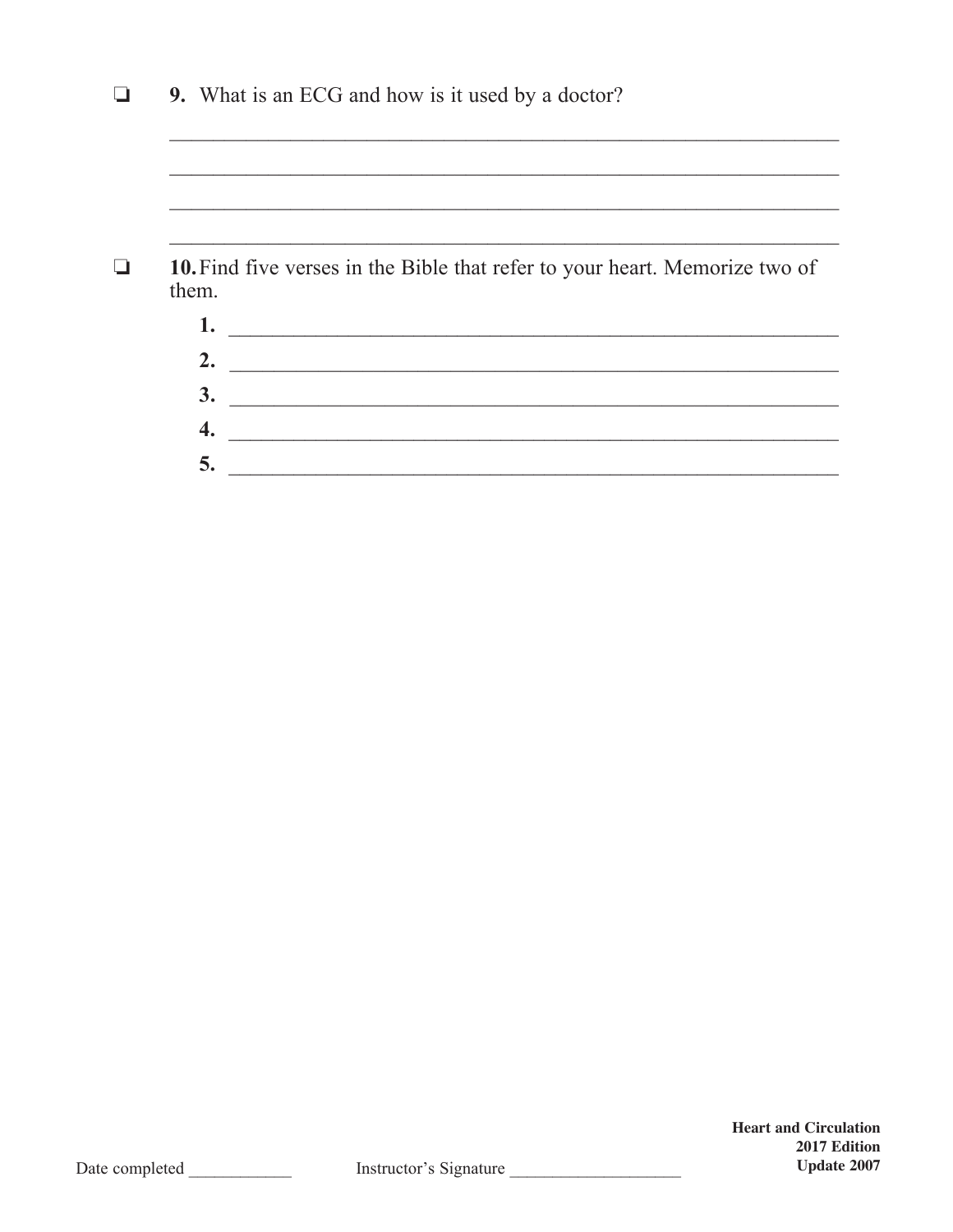❏ **9.** What is an ECG and how is it used by a doctor?

_______________________________________________________________

_______________________________________________________________

_______________________________________________________________

_______________________________________________________________

❏ **10.** Find five verses in the Bible that refer to your heart. Memorize two of them.

**1.** _______________________________________________________

**2.** _______________________________________________________

**3.** _______________________________________________________

**4.** _______________________________________________________

**5.** _______________________________________________________

Date completed ____________ Instructor's Signature ____________________

**Heart and Circulation**
**2017 Edition**
**Update 2007**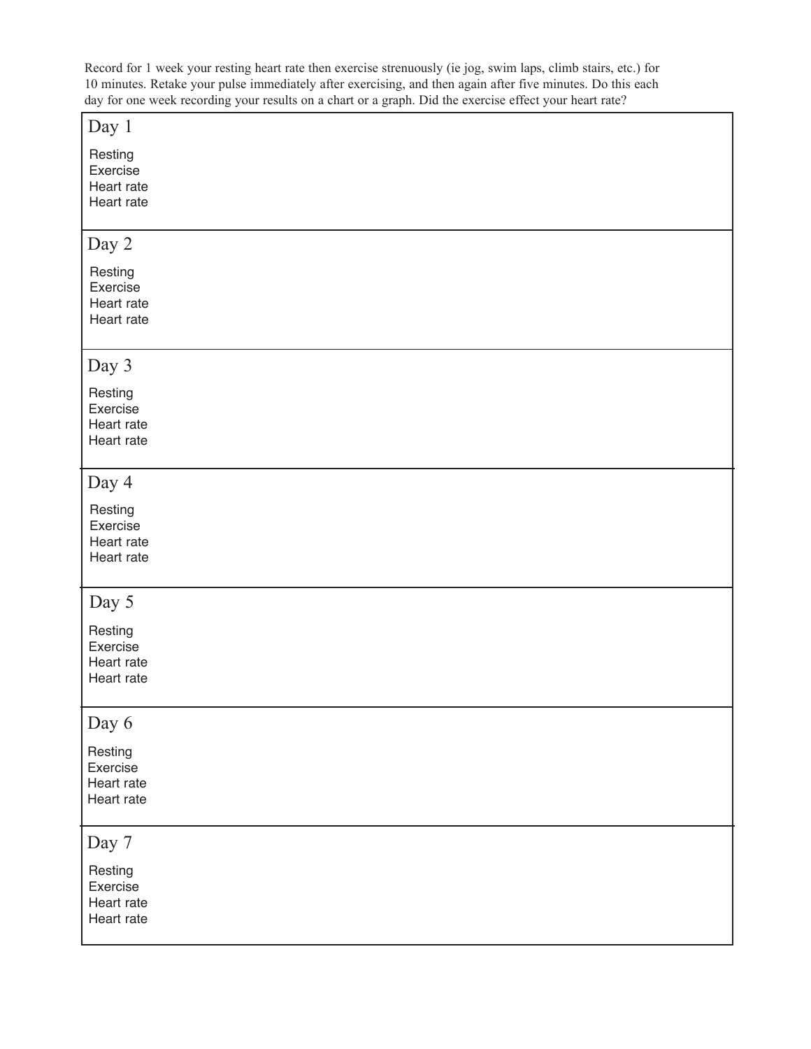Record for 1 week your resting heart rate then exercise strenuously (ie jog, swim laps, climb stairs, etc.) for 10 minutes. Retake your pulse immediately after exercising, and then again after five minutes. Do this each day for one week recording your results on a chart or a graph. Did the exercise effect your heart rate?

| |
|---|
| Day 1<br><br>Resting<br>Exercise<br>Heart rate<br>Heart rate |
| Day 2<br><br>Resting<br>Exercise<br>Heart rate<br>Heart rate |
| Day 3<br><br>Resting<br>Exercise<br>Heart rate<br>Heart rate |
| Day 4<br><br>Resting<br>Exercise<br>Heart rate<br>Heart rate |
| Day 5<br><br>Resting<br>Exercise<br>Heart rate<br>Heart rate |
| Day 6<br><br>Resting<br>Exercise<br>Heart rate<br>Heart rate |
| Day 7<br><br>Resting<br>Exercise<br>Heart rate<br>Heart rate |